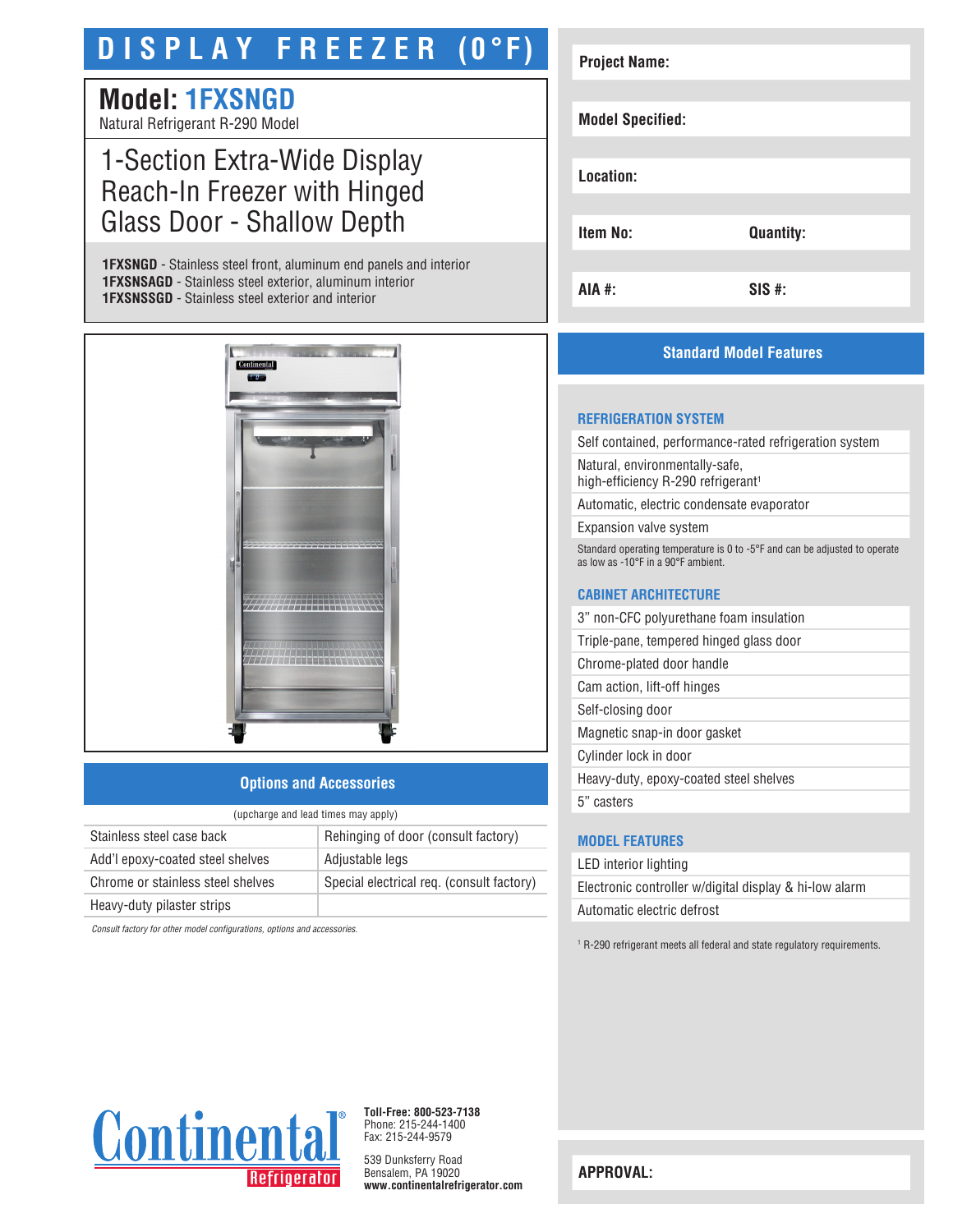# DISPLAY FREEZER (0°F)

## Model: 1FXSNGD

Natural Refrigerant R-290 Model

### 1-Section Extra-Wide Display Reach-In Freezer with Hinged Glass Door - Shallow Depth

**1FXSNGD** - Stainless steel front, aluminum end panels and interior
**1FXSNSAGD** - Stainless steel exterior, aluminum interior
**1FXSNSSGD** - Stainless steel exterior and interior

| Project Name: | |
|---|---|
| Model Specified: | |
| Location: | |
| Item No: | Quantity: |
| AIA #: | SIS #: |

## Options and Accessories

(upcharge and lead times may apply)

| | |
|---|---|
| Stainless steel case back | Rehinging of door (consult factory) |
| Add'l epoxy-coated steel shelves | Adjustable legs |
| Chrome or stainless steel shelves | Special electrical req. (consult factory) |
| Heavy-duty pilaster strips | |

*Consult factory for other model configurations, options and accessories.*

## Standard Model Features

### REFRIGERATION SYSTEM

- Self contained, performance-rated refrigeration system
- Natural, environmentally-safe, high-efficiency R-290 refrigerant[1]
- Automatic, electric condensate evaporator
- Expansion valve system

Standard operating temperature is 0 to -5°F and can be adjusted to operate as low as -10°F in a 90°F ambient.

### CABINET ARCHITECTURE

- 3" non-CFC polyurethane foam insulation
- Triple-pane, tempered hinged glass door
- Chrome-plated door handle
- Cam action, lift-off hinges
- Self-closing door
- Magnetic snap-in door gasket
- Cylinder lock in door
- Heavy-duty, epoxy-coated steel shelves
- 5" casters

### MODEL FEATURES

- LED interior lighting
- Electronic controller w/digital display & hi-low alarm
- Automatic electric defrost

[1] R-290 refrigerant meets all federal and state regulatory requirements.

**Toll-Free: 800-523-7138**
Phone: 215-244-1400
Fax: 215-244-9579

539 Dunksferry Road
Bensalem, PA 19020
**www.continentalrefrigerator.com**

**APPROVAL:**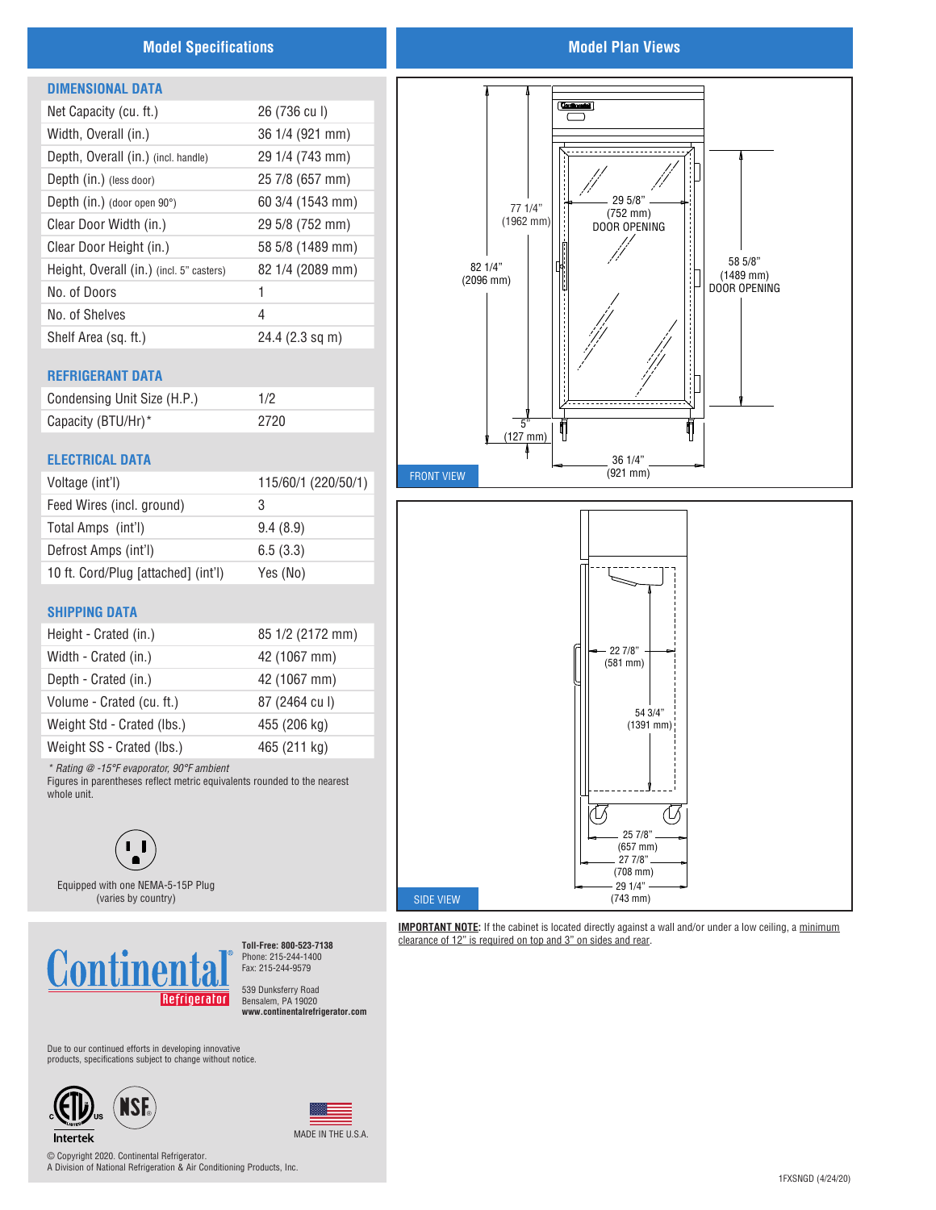## Model Specifications

### DIMENSIONAL DATA

| | |
|---|---|
| Net Capacity (cu. ft.) | 26 (736 cu l) |
| Width, Overall (in.) | 36 1/4 (921 mm) |
| Depth, Overall (in.) (incl. handle) | 29 1/4 (743 mm) |
| Depth (in.) (less door) | 25 7/8 (657 mm) |
| Depth (in.) (door open 90°) | 60 3/4 (1543 mm) |
| Clear Door Width (in.) | 29 5/8 (752 mm) |
| Clear Door Height (in.) | 58 5/8 (1489 mm) |
| Height, Overall (in.) (incl. 5" casters) | 82 1/4 (2089 mm) |
| No. of Doors | 1 |
| No. of Shelves | 4 |
| Shelf Area (sq. ft.) | 24.4 (2.3 sq m) |

### REFRIGERANT DATA

| | |
|---|---|
| Condensing Unit Size (H.P.) | 1/2 |
| Capacity (BTU/Hr)* | 2720 |

### ELECTRICAL DATA

| | |
|---|---|
| Voltage (int'l) | 115/60/1 (220/50/1) |
| Feed Wires (incl. ground) | 3 |
| Total Amps (int'l) | 9.4 (8.9) |
| Defrost Amps (int'l) | 6.5 (3.3) |
| 10 ft. Cord/Plug [attached] (int'l) | Yes (No) |

### SHIPPING DATA

| | |
|---|---|
| Height - Crated (in.) | 85 1/2 (2172 mm) |
| Width - Crated (in.) | 42 (1067 mm) |
| Depth - Crated (in.) | 42 (1067 mm) |
| Volume - Crated (cu. ft.) | 87 (2464 cu l) |
| Weight Std - Crated (lbs.) | 455 (206 kg) |
| Weight SS - Crated (lbs.) | 465 (211 kg) |

*\* Rating @ -15°F evaporator, 90°F ambient*

Figures in parentheses reflect metric equivalents rounded to the nearest whole unit.

Equipped with one NEMA-5-15P Plug (varies by country)

## Model Plan Views

FRONT VIEW

77 1/4" (1962 mm)
82 1/4" (2096 mm)
29 5/8" (752 mm) DOOR OPENING
58 5/8" (1489 mm) DOOR OPENING
5" (127 mm)
36 1/4" (921 mm)

SIDE VIEW

22 7/8" (581 mm)
54 3/4" (1391 mm)
25 7/8" (657 mm)
27 7/8" (708 mm)
29 1/4" (743 mm)

**IMPORTANT NOTE:** If the cabinet is located directly against a wall and/or under a low ceiling, a minimum clearance of 12" is required on top and 3" on sides and rear.

---

**Continental Refrigerator**

**Toll-Free: 800-523-7138**
Phone: 215-244-1400
Fax: 215-244-9579

539 Dunksferry Road
Bensalem, PA 19020
**www.continentalrefrigerator.com**

Due to our continued efforts in developing innovative products, specifications subject to change without notice.

Intertek

MADE IN THE U.S.A.

© Copyright 2020. Continental Refrigerator.
A Division of National Refrigeration & Air Conditioning Products, Inc.

1FXSNGD (4/24/20)